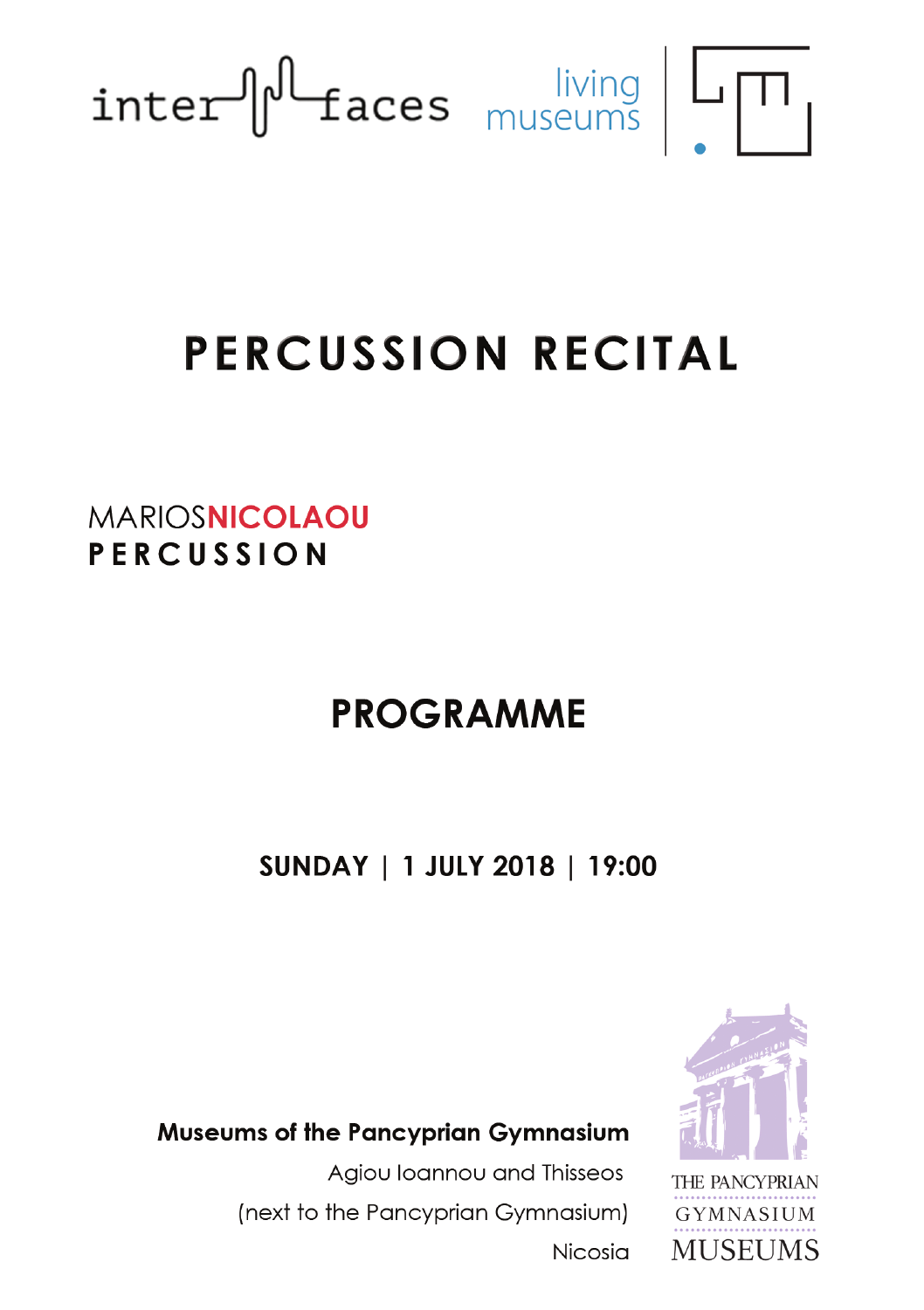inter faces

living museums

# PERCUSSION RECITAL

MARIOS**NICOLAOU**
**PERCUSSION**

## PROGRAMME

**SUNDAY | 1 JULY 2018 | 19:00**

**Museums of the Pancyprian Gymnasium**
Agiou Ioannou and Thisseos
(next to the Pancyprian Gymnasium)
Nicosia

THE PANCYPRIAN GYMNASIUM MUSEUMS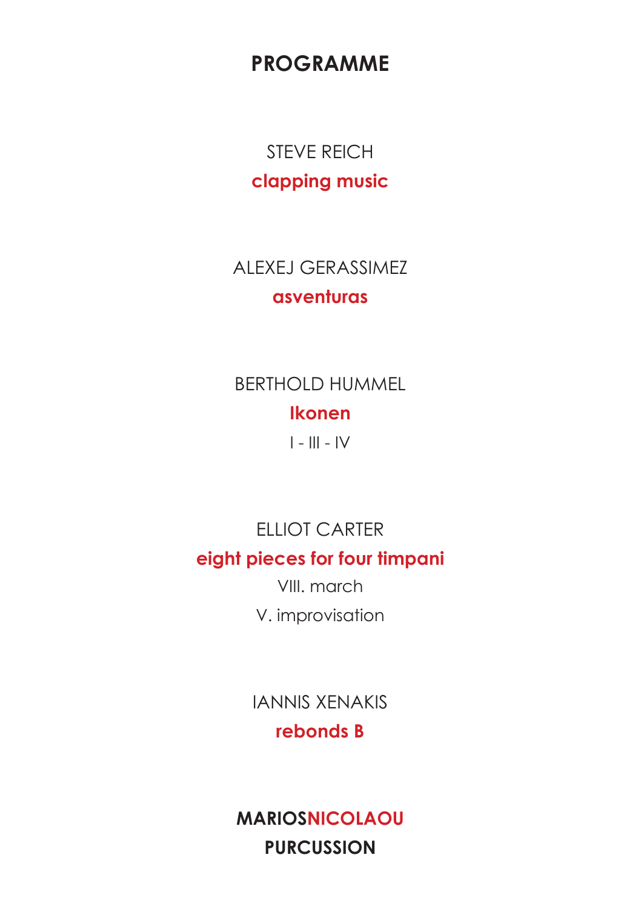# PROGRAMME

STEVE REICH

**clapping music**

ALEXEJ GERASSIMEZ

**asventuras**

BERTHOLD HUMMEL

**Ikonen**

I - III - IV

ELLIOT CARTER

**eight pieces for four timpani**

VIII. march

V. improvisation

IANNIS XENAKIS

**rebonds B**

**MARIOSNICOLAOU**

**PURCUSSION**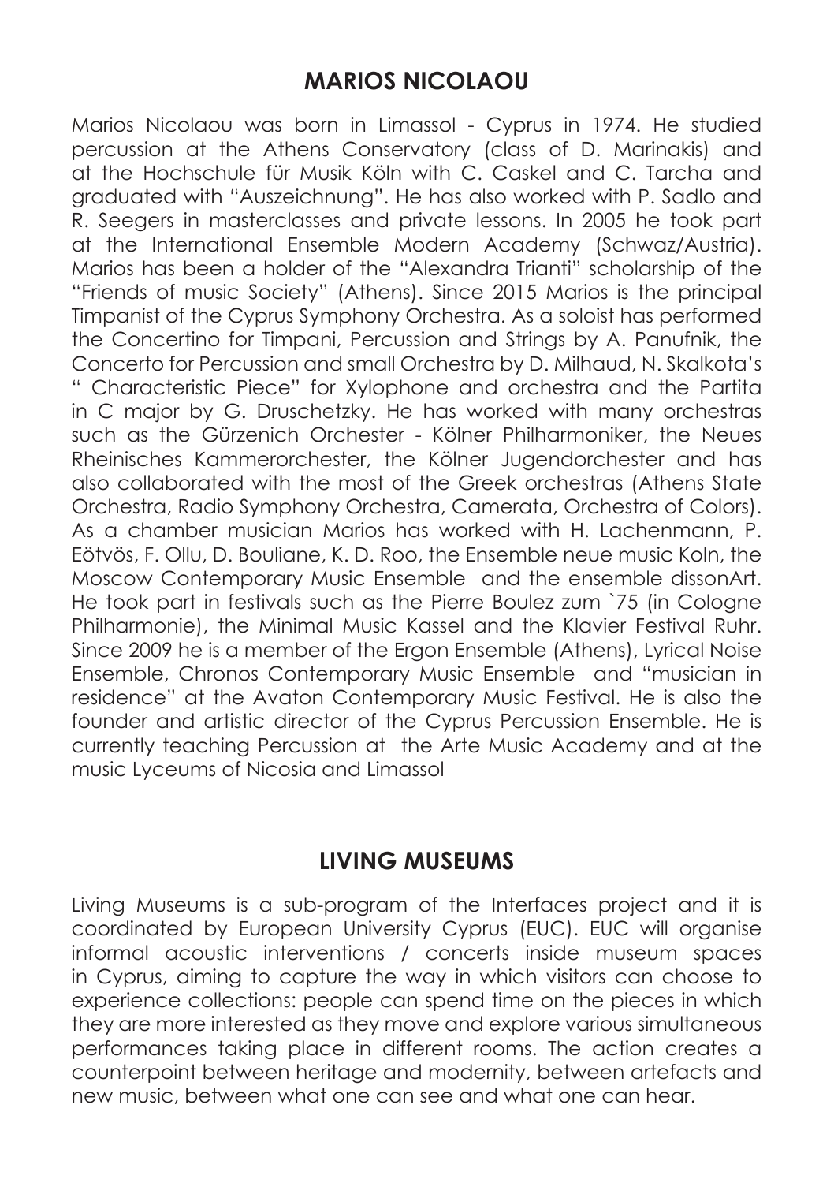## MARIOS NICOLAOU

Marios Nicolaou was born in Limassol - Cyprus in 1974. He studied percussion at the Athens Conservatory (class of D. Marinakis) and at the Hochschule für Musik Köln with C. Caskel and C. Tarcha and graduated with "Auszeichnung". He has also worked with P. Sadlo and R. Seegers in masterclasses and private lessons. In 2005 he took part at the International Ensemble Modern Academy (Schwaz/Austria). Marios has been a holder of the "Alexandra Trianti" scholarship of the "Friends of music Society" (Athens). Since 2015 Marios is the principal Timpanist of the Cyprus Symphony Orchestra. As a soloist has performed the Concertino for Timpani, Percussion and Strings by A. Panufnik, the Concerto for Percussion and small Orchestra by D. Milhaud, N. Skalkota's " Characteristic Piece" for Xylophone and orchestra and the Partita in C major by G. Druschetzky. He has worked with many orchestras such as the Gürzenich Orchester - Kölner Philharmoniker, the Neues Rheinisches Kammerorchester, the Kölner Jugendorchester and has also collaborated with the most of the Greek orchestras (Athens State Orchestra, Radio Symphony Orchestra, Camerata, Orchestra of Colors). As a chamber musician Marios has worked with H. Lachenmann, P. Eötvös, F. Ollu, D. Bouliane, K. D. Roo, the Ensemble neue music Koln, the Moscow Contemporary Music Ensemble and the ensemble dissonArt. He took part in festivals such as the Pierre Boulez zum `75 (in Cologne Philharmonie), the Minimal Music Kassel and the Klavier Festival Ruhr. Since 2009 he is a member of the Ergon Ensemble (Athens), Lyrical Noise Ensemble, Chronos Contemporary Music Ensemble and "musician in residence" at the Avaton Contemporary Music Festival. He is also the founder and artistic director of the Cyprus Percussion Ensemble. He is currently teaching Percussion at the Arte Music Academy and at the music Lyceums of Nicosia and Limassol

## LIVING MUSEUMS

Living Museums is a sub-program of the Interfaces project and it is coordinated by European University Cyprus (EUC). EUC will organise informal acoustic interventions / concerts inside museum spaces in Cyprus, aiming to capture the way in which visitors can choose to experience collections: people can spend time on the pieces in which they are more interested as they move and explore various simultaneous performances taking place in different rooms. The action creates a counterpoint between heritage and modernity, between artefacts and new music, between what one can see and what one can hear.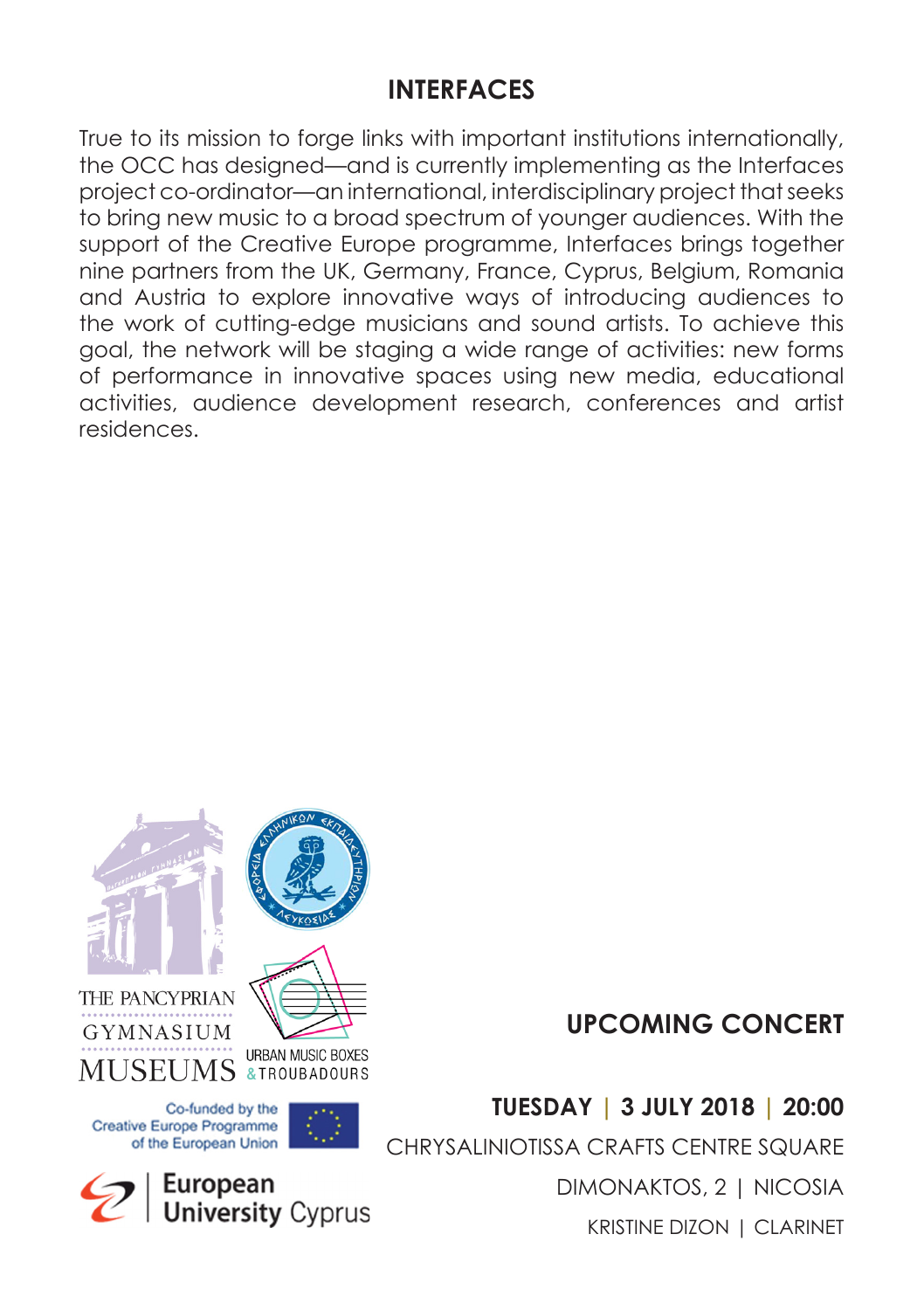## INTERFACES

True to its mission to forge links with important institutions internationally, the OCC has designed—and is currently implementing as the Interfaces project co-ordinator—an international, interdisciplinary project that seeks to bring new music to a broad spectrum of younger audiences. With the support of the Creative Europe programme, Interfaces brings together nine partners from the UK, Germany, France, Cyprus, Belgium, Romania and Austria to explore innovative ways of introducing audiences to the work of cutting-edge musicians and sound artists. To achieve this goal, the network will be staging a wide range of activities: new forms of performance in innovative spaces using new media, educational activities, audience development research, conferences and artist residences.

THE PANCYPRIAN GYMNASIUM MUSEUMS

URBAN MUSIC BOXES & TROUBADOURS

Co-funded by the Creative Europe Programme of the European Union

European University Cyprus

## UPCOMING CONCERT

**TUESDAY | 3 JULY 2018 | 20:00**

CHRYSALINIOTISSA CRAFTS CENTRE SQUARE

DIMONAKTOS, 2 | NICOSIA

KRISTINE DIZON | CLARINET